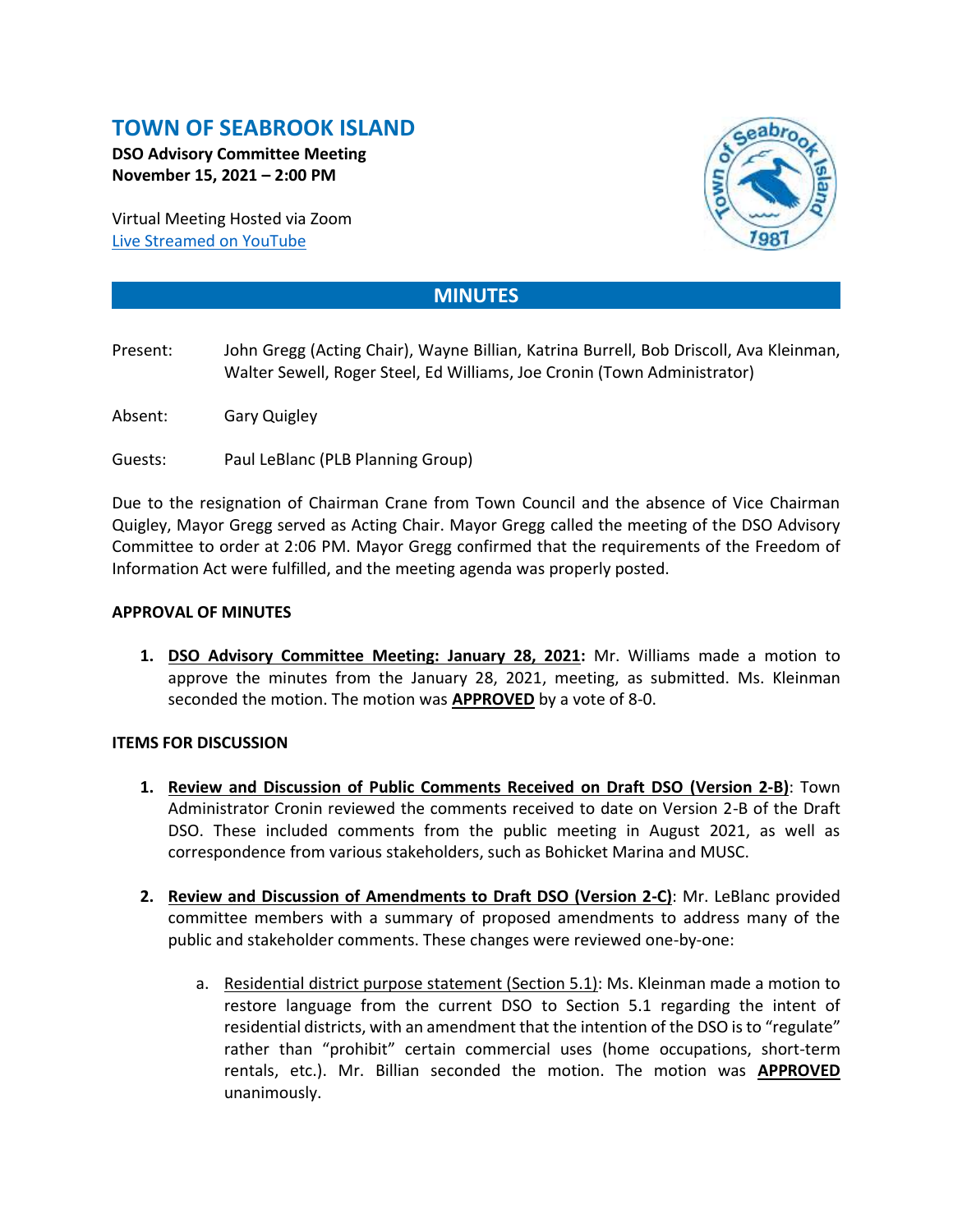# TOWN OF SEABROOK ISLAND

**DSO Advisory Committee Meeting**
**November 15, 2021 – 2:00 PM**

Virtual Meeting Hosted via Zoom
Live Streamed on YouTube

## MINUTES

Present: John Gregg (Acting Chair), Wayne Billian, Katrina Burrell, Bob Driscoll, Ava Kleinman, Walter Sewell, Roger Steel, Ed Williams, Joe Cronin (Town Administrator)

Absent: Gary Quigley

Guests: Paul LeBlanc (PLB Planning Group)

Due to the resignation of Chairman Crane from Town Council and the absence of Vice Chairman Quigley, Mayor Gregg served as Acting Chair. Mayor Gregg called the meeting of the DSO Advisory Committee to order at 2:06 PM. Mayor Gregg confirmed that the requirements of the Freedom of Information Act were fulfilled, and the meeting agenda was properly posted.

**APPROVAL OF MINUTES**

1. **DSO Advisory Committee Meeting: January 28, 2021:** Mr. Williams made a motion to approve the minutes from the January 28, 2021, meeting, as submitted. Ms. Kleinman seconded the motion. The motion was **APPROVED** by a vote of 8-0.

**ITEMS FOR DISCUSSION**

1. **Review and Discussion of Public Comments Received on Draft DSO (Version 2-B)**: Town Administrator Cronin reviewed the comments received to date on Version 2-B of the Draft DSO. These included comments from the public meeting in August 2021, as well as correspondence from various stakeholders, such as Bohicket Marina and MUSC.

2. **Review and Discussion of Amendments to Draft DSO (Version 2-C)**: Mr. LeBlanc provided committee members with a summary of proposed amendments to address many of the public and stakeholder comments. These changes were reviewed one-by-one:

    a. Residential district purpose statement (Section 5.1): Ms. Kleinman made a motion to restore language from the current DSO to Section 5.1 regarding the intent of residential districts, with an amendment that the intention of the DSO is to "regulate" rather than "prohibit" certain commercial uses (home occupations, short-term rentals, etc.). Mr. Billian seconded the motion. The motion was **APPROVED** unanimously.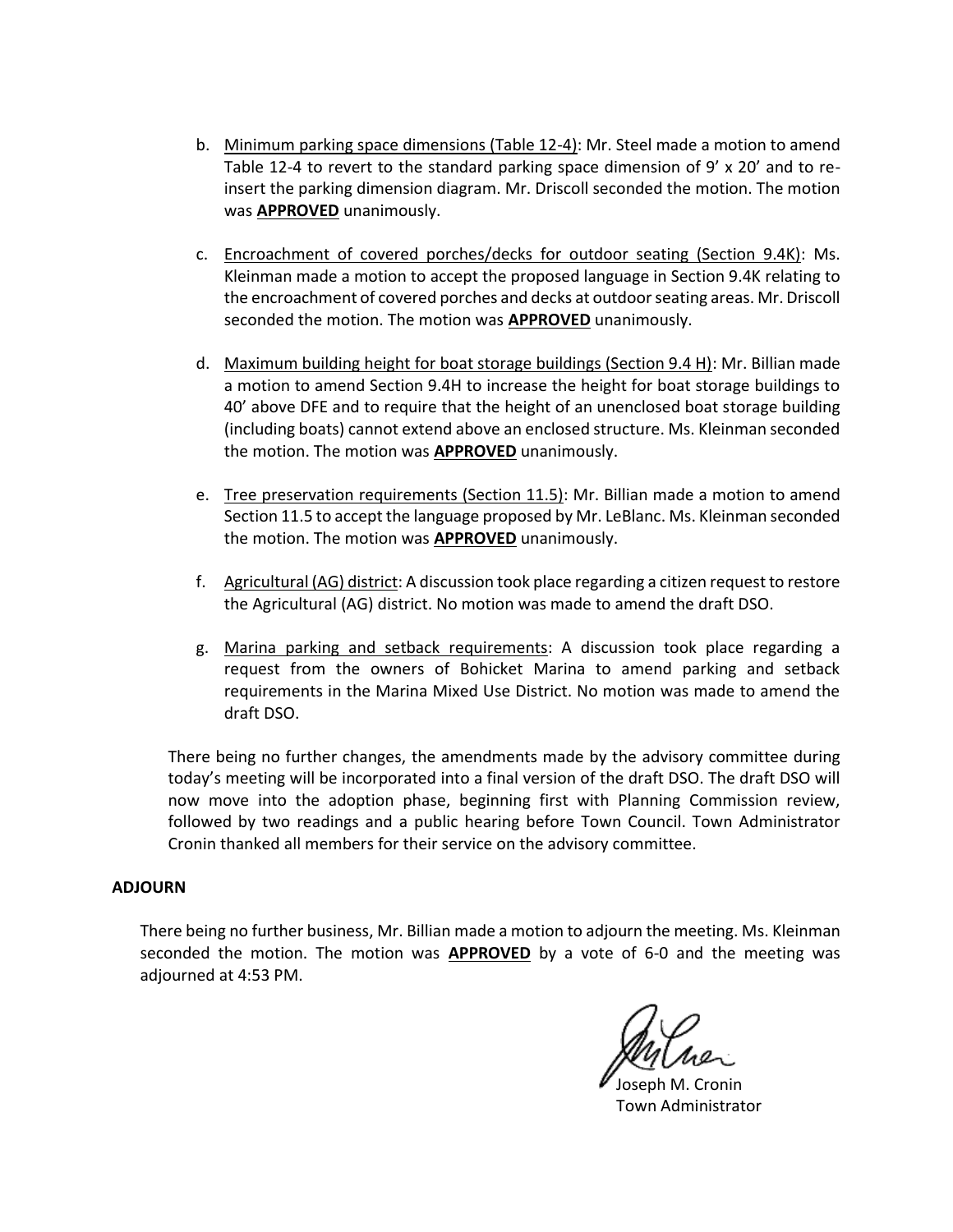b. <u>Minimum parking space dimensions (Table 12-4)</u>: Mr. Steel made a motion to amend Table 12-4 to revert to the standard parking space dimension of 9' x 20' and to re-insert the parking dimension diagram. Mr. Driscoll seconded the motion. The motion was **APPROVED** unanimously.

c. <u>Encroachment of covered porches/decks for outdoor seating (Section 9.4K)</u>: Ms. Kleinman made a motion to accept the proposed language in Section 9.4K relating to the encroachment of covered porches and decks at outdoor seating areas. Mr. Driscoll seconded the motion. The motion was **APPROVED** unanimously.

d. <u>Maximum building height for boat storage buildings (Section 9.4 H)</u>: Mr. Billian made a motion to amend Section 9.4H to increase the height for boat storage buildings to 40' above DFE and to require that the height of an unenclosed boat storage building (including boats) cannot extend above an enclosed structure. Ms. Kleinman seconded the motion. The motion was **APPROVED** unanimously.

e. <u>Tree preservation requirements (Section 11.5)</u>: Mr. Billian made a motion to amend Section 11.5 to accept the language proposed by Mr. LeBlanc. Ms. Kleinman seconded the motion. The motion was **APPROVED** unanimously.

f. <u>Agricultural (AG) district</u>: A discussion took place regarding a citizen request to restore the Agricultural (AG) district. No motion was made to amend the draft DSO.

g. <u>Marina parking and setback requirements</u>: A discussion took place regarding a request from the owners of Bohicket Marina to amend parking and setback requirements in the Marina Mixed Use District. No motion was made to amend the draft DSO.

There being no further changes, the amendments made by the advisory committee during today's meeting will be incorporated into a final version of the draft DSO. The draft DSO will now move into the adoption phase, beginning first with Planning Commission review, followed by two readings and a public hearing before Town Council. Town Administrator Cronin thanked all members for their service on the advisory committee.

**ADJOURN**

There being no further business, Mr. Billian made a motion to adjourn the meeting. Ms. Kleinman seconded the motion. The motion was **APPROVED** by a vote of 6-0 and the meeting was adjourned at 4:53 PM.

Joseph M. Cronin
Town Administrator